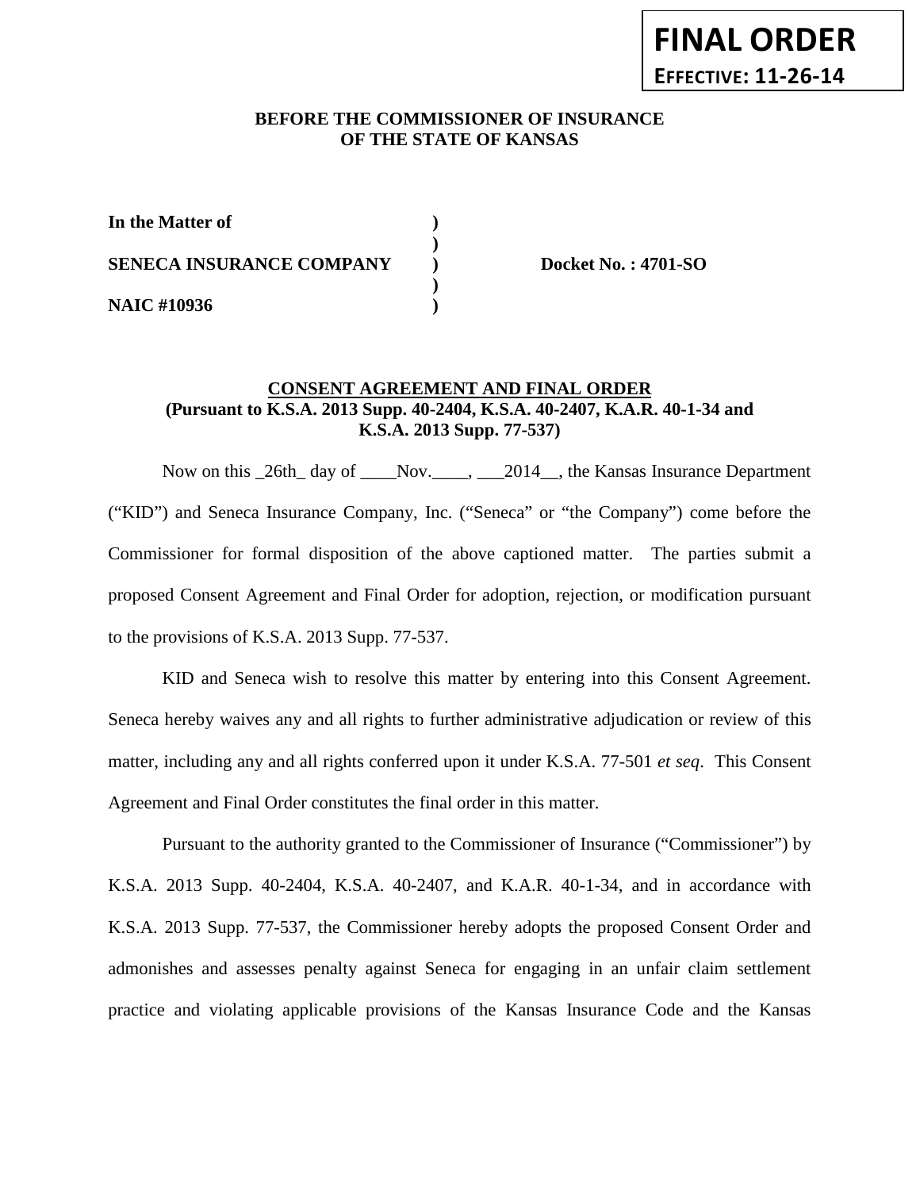**FINAL ORDER**
**EFFECTIVE: 11-26-14**

**BEFORE THE COMMISSIONER OF INSURANCE**
**OF THE STATE OF KANSAS**

| | | |
|---|---|---|
| **In the Matter of** | **)** | |
| | **)** | |
| **SENECA INSURANCE COMPANY** | **)** | **Docket No. : 4701-SO** |
| | **)** | |
| **NAIC #10936** | **)** | |

**CONSENT AGREEMENT AND FINAL ORDER**
**(Pursuant to K.S.A. 2013 Supp. 40-2404, K.S.A. 40-2407, K.A.R. 40-1-34 and K.S.A. 2013 Supp. 77-537)**

Now on this _26th_ day of ____Nov.____, ___2014__, the Kansas Insurance Department ("KID") and Seneca Insurance Company, Inc. ("Seneca" or "the Company") come before the Commissioner for formal disposition of the above captioned matter. The parties submit a proposed Consent Agreement and Final Order for adoption, rejection, or modification pursuant to the provisions of K.S.A. 2013 Supp. 77-537.

KID and Seneca wish to resolve this matter by entering into this Consent Agreement. Seneca hereby waives any and all rights to further administrative adjudication or review of this matter, including any and all rights conferred upon it under K.S.A. 77-501 *et seq*. This Consent Agreement and Final Order constitutes the final order in this matter.

Pursuant to the authority granted to the Commissioner of Insurance ("Commissioner") by K.S.A. 2013 Supp. 40-2404, K.S.A. 40-2407, and K.A.R. 40-1-34, and in accordance with K.S.A. 2013 Supp. 77-537, the Commissioner hereby adopts the proposed Consent Order and admonishes and assesses penalty against Seneca for engaging in an unfair claim settlement practice and violating applicable provisions of the Kansas Insurance Code and the Kansas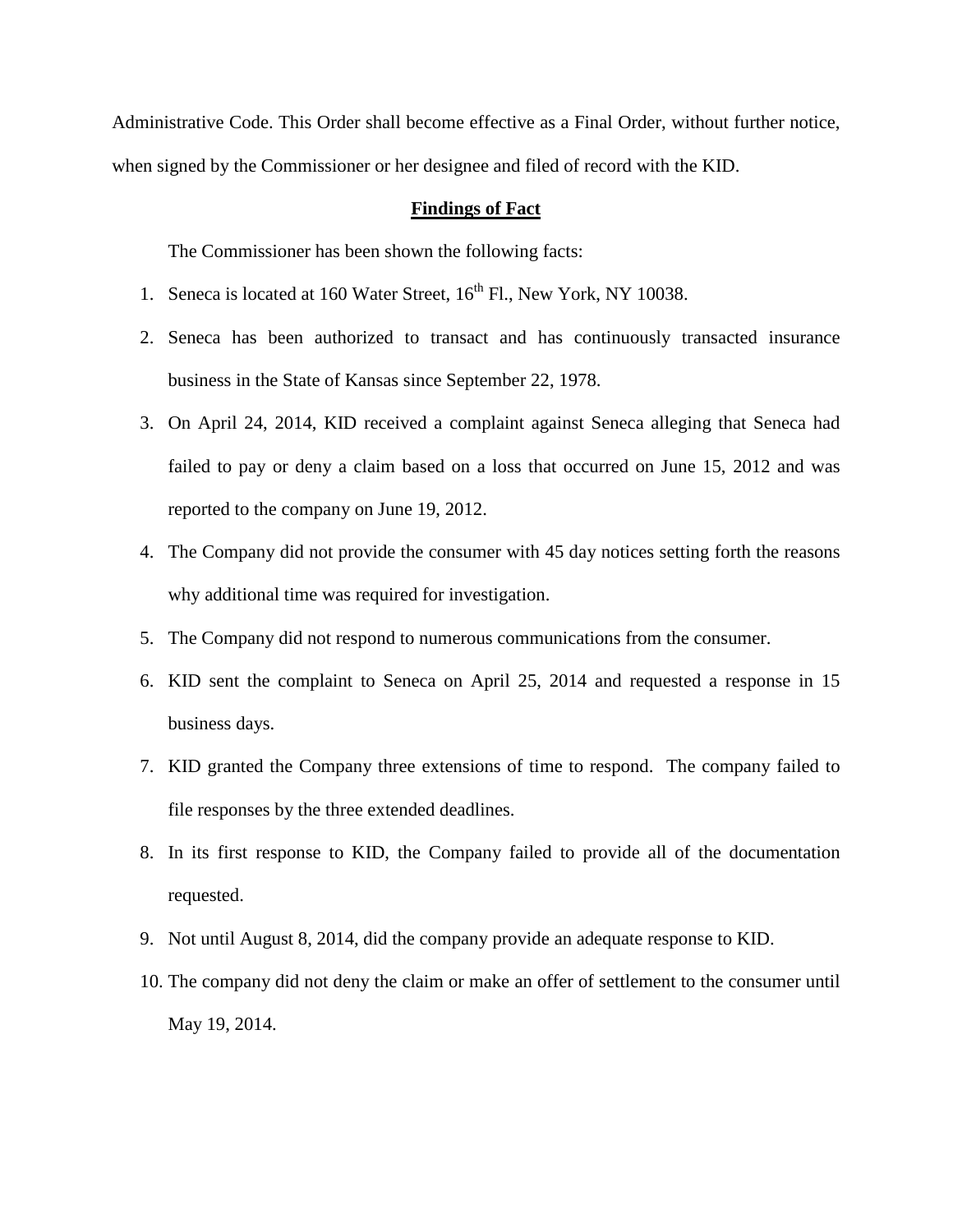Administrative Code. This Order shall become effective as a Final Order, without further notice, when signed by the Commissioner or her designee and filed of record with the KID.

## Findings of Fact

The Commissioner has been shown the following facts:

1. Seneca is located at 160 Water Street, 16th Fl., New York, NY 10038.
2. Seneca has been authorized to transact and has continuously transacted insurance business in the State of Kansas since September 22, 1978.
3. On April 24, 2014, KID received a complaint against Seneca alleging that Seneca had failed to pay or deny a claim based on a loss that occurred on June 15, 2012 and was reported to the company on June 19, 2012.
4. The Company did not provide the consumer with 45 day notices setting forth the reasons why additional time was required for investigation.
5. The Company did not respond to numerous communications from the consumer.
6. KID sent the complaint to Seneca on April 25, 2014 and requested a response in 15 business days.
7. KID granted the Company three extensions of time to respond. The company failed to file responses by the three extended deadlines.
8. In its first response to KID, the Company failed to provide all of the documentation requested.
9. Not until August 8, 2014, did the company provide an adequate response to KID.
10. The company did not deny the claim or make an offer of settlement to the consumer until May 19, 2014.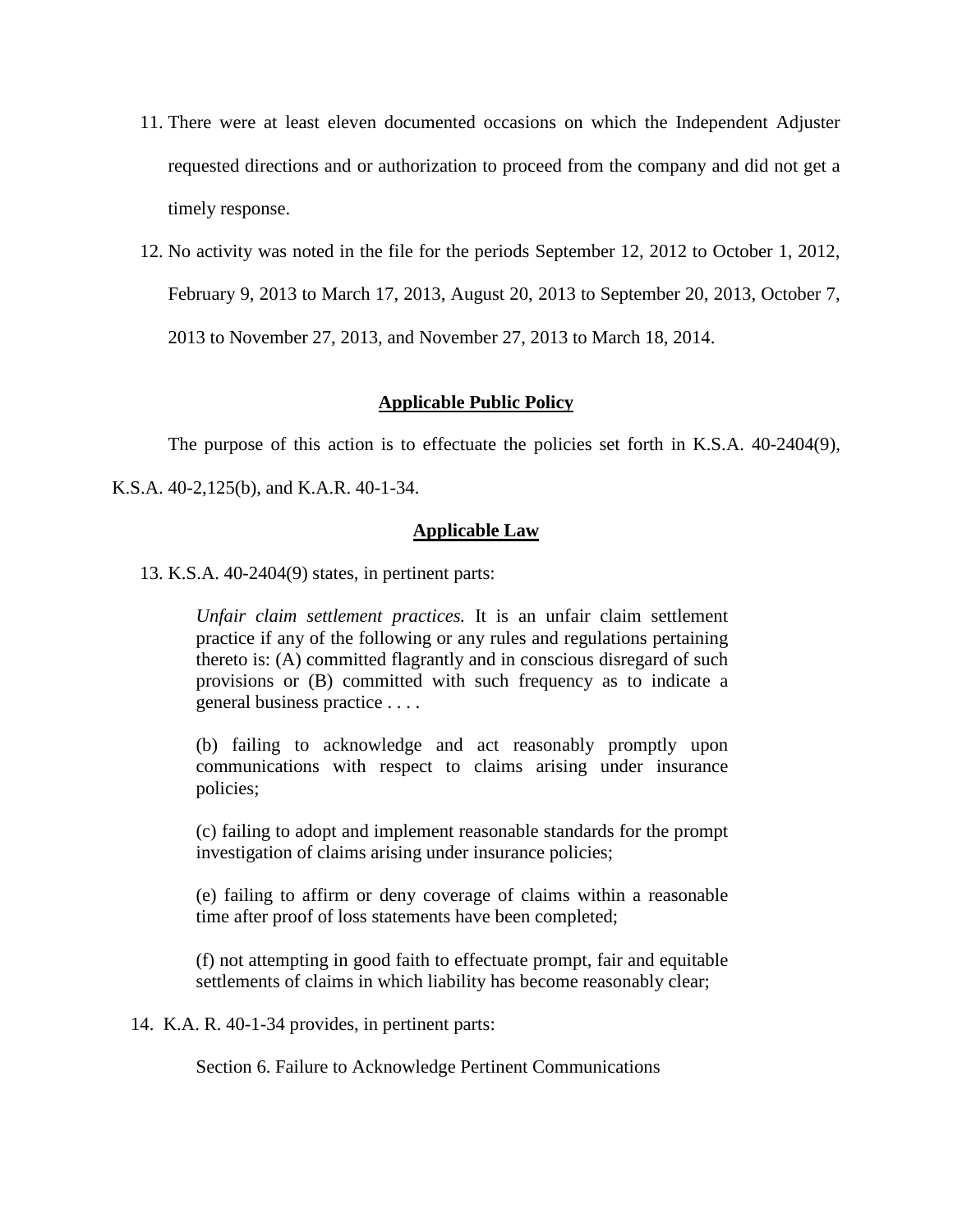11. There were at least eleven documented occasions on which the Independent Adjuster requested directions and or authorization to proceed from the company and did not get a timely response.

12. No activity was noted in the file for the periods September 12, 2012 to October 1, 2012, February 9, 2013 to March 17, 2013, August 20, 2013 to September 20, 2013, October 7, 2013 to November 27, 2013, and November 27, 2013 to March 18, 2014.

## Applicable Public Policy

The purpose of this action is to effectuate the policies set forth in K.S.A. 40-2404(9), K.S.A. 40-2,125(b), and K.A.R. 40-1-34.

## Applicable Law

13. K.S.A. 40-2404(9) states, in pertinent parts:

> *Unfair claim settlement practices.* It is an unfair claim settlement practice if any of the following or any rules and regulations pertaining thereto is: (A) committed flagrantly and in conscious disregard of such provisions or (B) committed with such frequency as to indicate a general business practice . . . .
>
> (b) failing to acknowledge and act reasonably promptly upon communications with respect to claims arising under insurance policies;
>
> (c) failing to adopt and implement reasonable standards for the prompt investigation of claims arising under insurance policies;
>
> (e) failing to affirm or deny coverage of claims within a reasonable time after proof of loss statements have been completed;
>
> (f) not attempting in good faith to effectuate prompt, fair and equitable settlements of claims in which liability has become reasonably clear;

14. K.A. R. 40-1-34 provides, in pertinent parts:

> Section 6. Failure to Acknowledge Pertinent Communications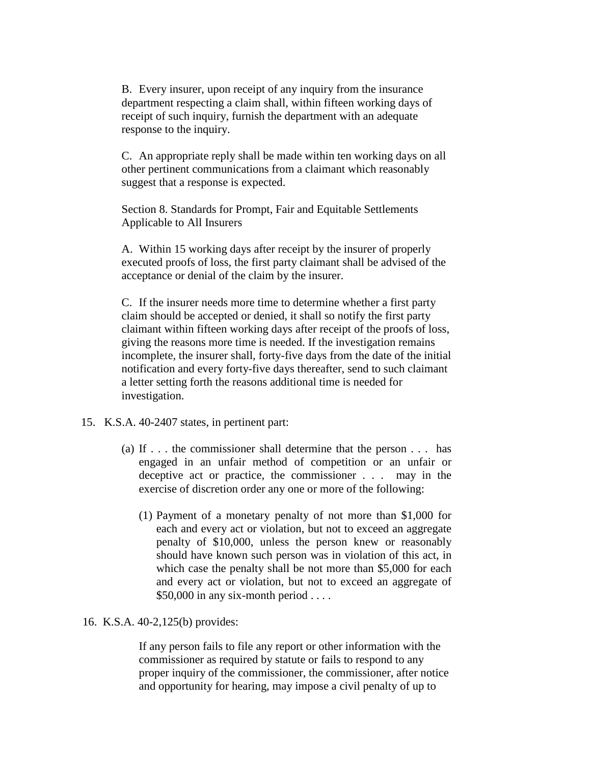B. Every insurer, upon receipt of any inquiry from the insurance department respecting a claim shall, within fifteen working days of receipt of such inquiry, furnish the department with an adequate response to the inquiry.

C. An appropriate reply shall be made within ten working days on all other pertinent communications from a claimant which reasonably suggest that a response is expected.

Section 8. Standards for Prompt, Fair and Equitable Settlements Applicable to All Insurers

A. Within 15 working days after receipt by the insurer of properly executed proofs of loss, the first party claimant shall be advised of the acceptance or denial of the claim by the insurer.

C. If the insurer needs more time to determine whether a first party claim should be accepted or denied, it shall so notify the first party claimant within fifteen working days after receipt of the proofs of loss, giving the reasons more time is needed. If the investigation remains incomplete, the insurer shall, forty-five days from the date of the initial notification and every forty-five days thereafter, send to such claimant a letter setting forth the reasons additional time is needed for investigation.

15. K.S.A. 40-2407 states, in pertinent part:

    (a) If . . . the commissioner shall determine that the person . . . has engaged in an unfair method of competition or an unfair or deceptive act or practice, the commissioner . . . may in the exercise of discretion order any one or more of the following:

        (1) Payment of a monetary penalty of not more than $1,000 for each and every act or violation, but not to exceed an aggregate penalty of $10,000, unless the person knew or reasonably should have known such person was in violation of this act, in which case the penalty shall be not more than $5,000 for each and every act or violation, but not to exceed an aggregate of $50,000 in any six-month period . . . .

16. K.S.A. 40-2,125(b) provides:

    If any person fails to file any report or other information with the commissioner as required by statute or fails to respond to any proper inquiry of the commissioner, the commissioner, after notice and opportunity for hearing, may impose a civil penalty of up to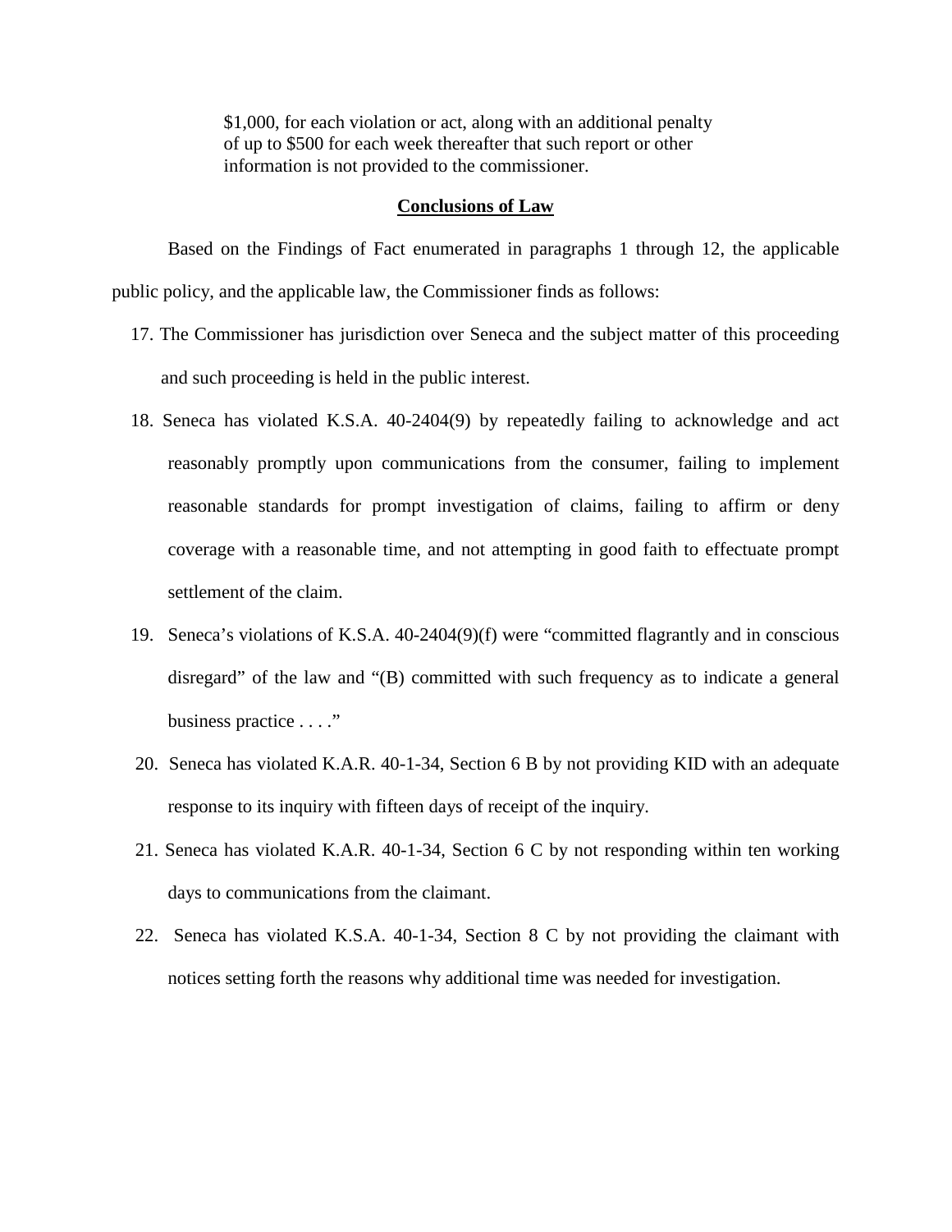> $1,000, for each violation or act, along with an additional penalty of up to $500 for each week thereafter that such report or other information is not provided to the commissioner.

## Conclusions of Law

Based on the Findings of Fact enumerated in paragraphs 1 through 12, the applicable public policy, and the applicable law, the Commissioner finds as follows:

17. The Commissioner has jurisdiction over Seneca and the subject matter of this proceeding and such proceeding is held in the public interest.
18. Seneca has violated K.S.A. 40-2404(9) by repeatedly failing to acknowledge and act reasonably promptly upon communications from the consumer, failing to implement reasonable standards for prompt investigation of claims, failing to affirm or deny coverage with a reasonable time, and not attempting in good faith to effectuate prompt settlement of the claim.
19. Seneca's violations of K.S.A. 40-2404(9)(f) were "committed flagrantly and in conscious disregard" of the law and "(B) committed with such frequency as to indicate a general business practice . . . ."
20. Seneca has violated K.A.R. 40-1-34, Section 6 B by not providing KID with an adequate response to its inquiry with fifteen days of receipt of the inquiry.
21. Seneca has violated K.A.R. 40-1-34, Section 6 C by not responding within ten working days to communications from the claimant.
22. Seneca has violated K.S.A. 40-1-34, Section 8 C by not providing the claimant with notices setting forth the reasons why additional time was needed for investigation.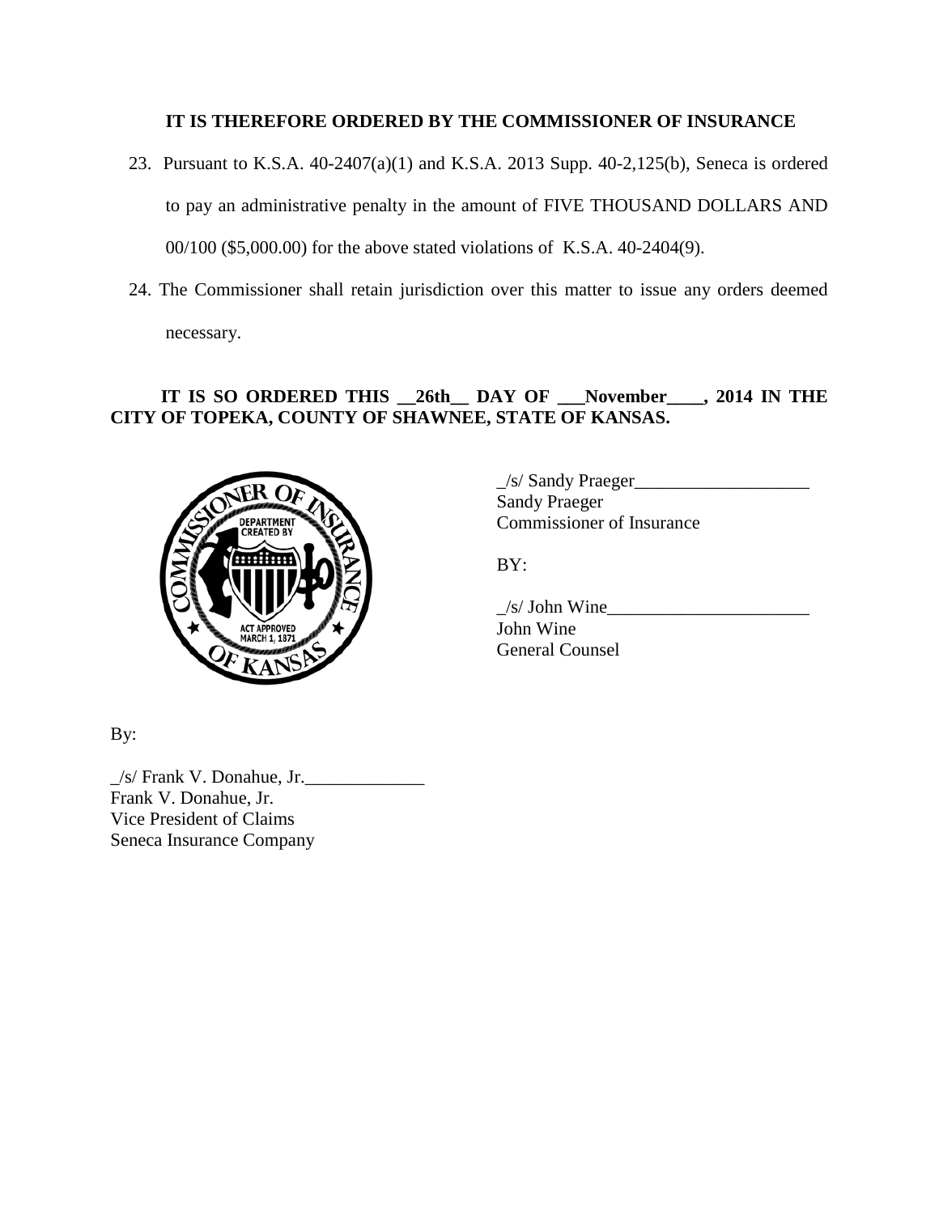**IT IS THEREFORE ORDERED BY THE COMMISSIONER OF INSURANCE**

23. Pursuant to K.S.A. 40-2407(a)(1) and K.S.A. 2013 Supp. 40-2,125(b), Seneca is ordered to pay an administrative penalty in the amount of FIVE THOUSAND DOLLARS AND 00/100 ($5,000.00) for the above stated violations of K.S.A. 40-2404(9).

24. The Commissioner shall retain jurisdiction over this matter to issue any orders deemed necessary.

**IT IS SO ORDERED THIS __26th__ DAY OF ___November____, 2014 IN THE CITY OF TOPEKA, COUNTY OF SHAWNEE, STATE OF KANSAS.**

_/s/ Sandy Praeger___________________
Sandy Praeger
Commissioner of Insurance

BY:

_/s/ John Wine______________________
John Wine
General Counsel

By:

_/s/ Frank V. Donahue, Jr._____________
Frank V. Donahue, Jr.
Vice President of Claims
Seneca Insurance Company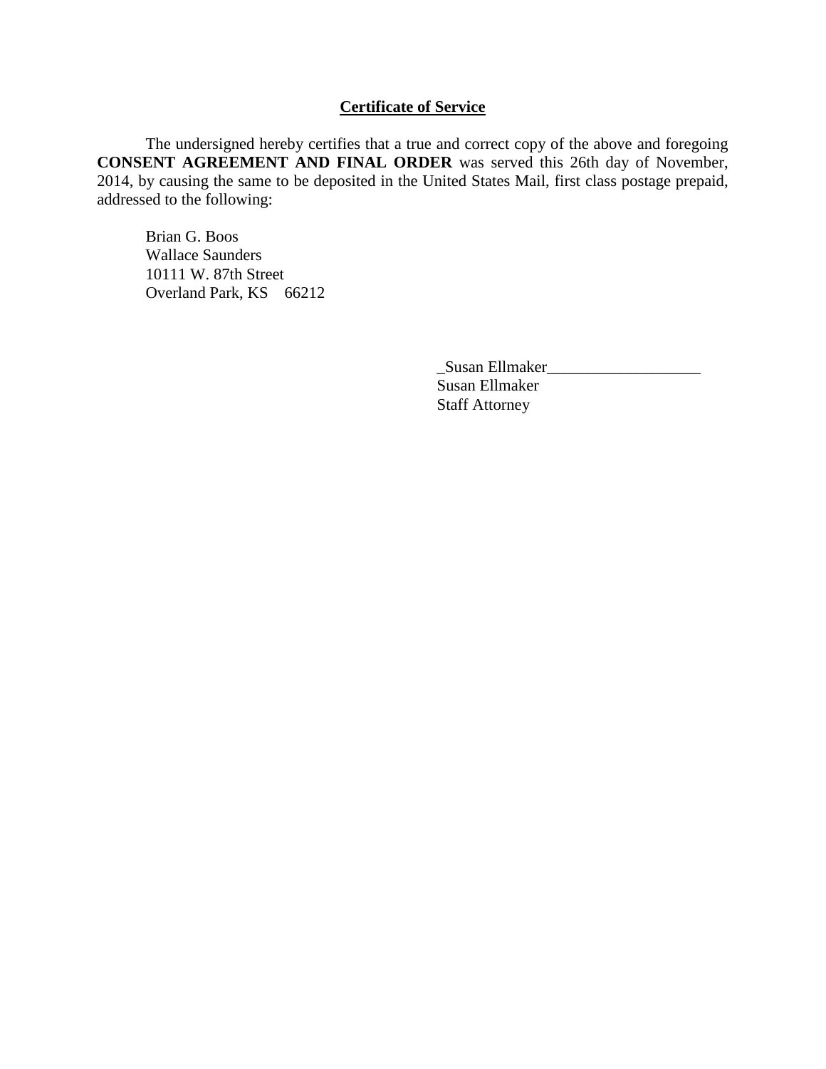**<u>Certificate of Service</u>**

The undersigned hereby certifies that a true and correct copy of the above and foregoing **CONSENT AGREEMENT AND FINAL ORDER** was served this 26th day of November, 2014, by causing the same to be deposited in the United States Mail, first class postage prepaid, addressed to the following:

Brian G. Boos  
Wallace Saunders  
10111 W. 87th Street  
Overland Park, KS 66212

_Susan Ellmaker___________________  
Susan Ellmaker  
Staff Attorney